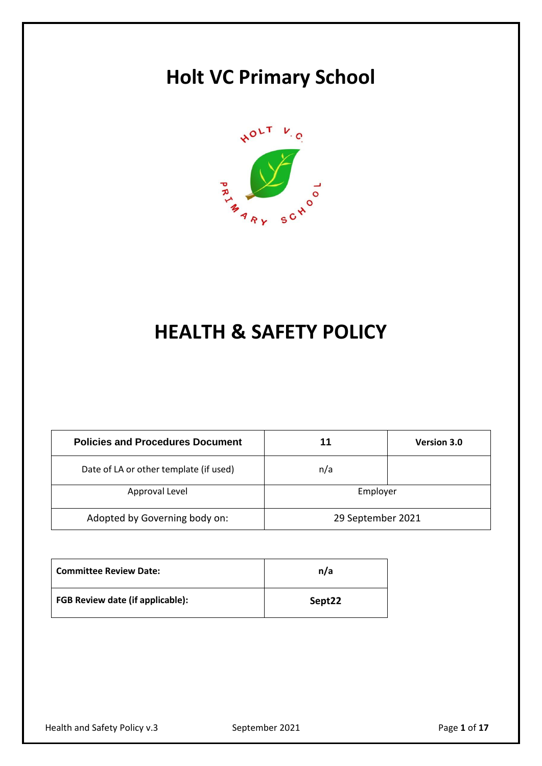# Holt VC Primary School

# HEALTH & SAFETY POLICY

| Policies and Procedures Document | 11 | Version 3.0 |
|---|---|---|
| Date of LA or other template (if used) | n/a | |
| Approval Level | Employer | |
| Adopted by Governing body on: | 29 September 2021 | |

| **Committee Review Date:** | **n/a** |
|---|---|
| **FGB Review date (if applicable):** | **Sept22** |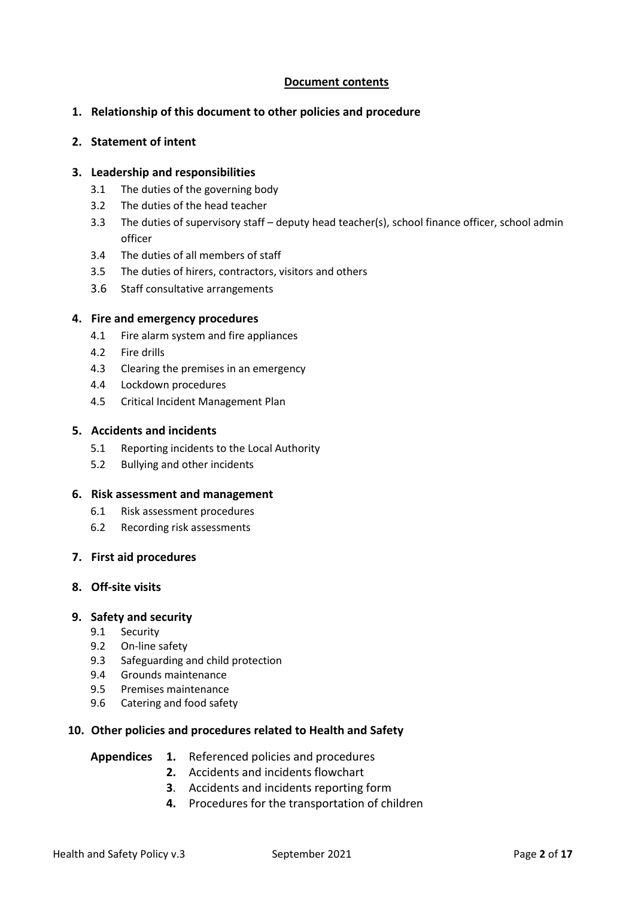## Document contents

**1. Relationship of this document to other policies and procedure**

**2. Statement of intent**

**3. Leadership and responsibilities**

- 3.1 The duties of the governing body
- 3.2 The duties of the head teacher
- 3.3 The duties of supervisory staff – deputy head teacher(s), school finance officer, school admin officer
- 3.4 The duties of all members of staff
- 3.5 The duties of hirers, contractors, visitors and others
- 3.6 Staff consultative arrangements

**4. Fire and emergency procedures**

- 4.1 Fire alarm system and fire appliances
- 4.2 Fire drills
- 4.3 Clearing the premises in an emergency
- 4.4 Lockdown procedures
- 4.5 Critical Incident Management Plan

**5. Accidents and incidents**

- 5.1 Reporting incidents to the Local Authority
- 5.2 Bullying and other incidents

**6. Risk assessment and management**

- 6.1 Risk assessment procedures
- 6.2 Recording risk assessments

**7. First aid procedures**

**8. Off-site visits**

**9. Safety and security**

- 9.1 Security
- 9.2 On-line safety
- 9.3 Safeguarding and child protection
- 9.4 Grounds maintenance
- 9.5 Premises maintenance
- 9.6 Catering and food safety

**10. Other policies and procedures related to Health and Safety**

**Appendices**

1. Referenced policies and procedures
2. Accidents and incidents flowchart
3. Accidents and incidents reporting form
4. Procedures for the transportation of children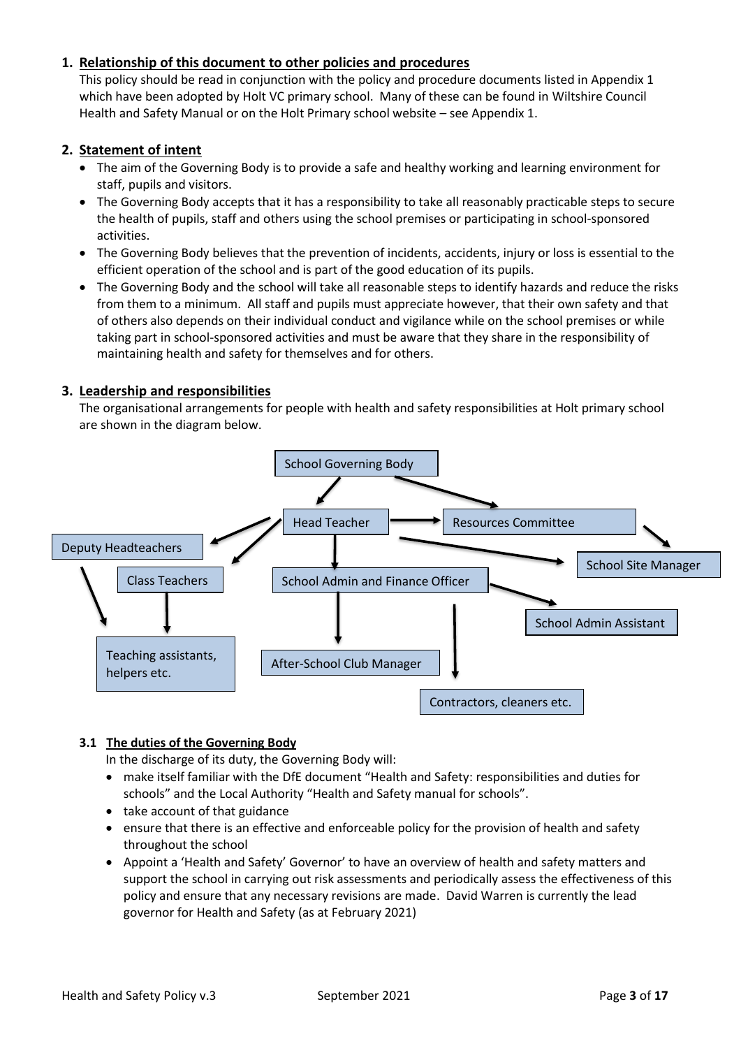## 1. Relationship of this document to other policies and procedures

This policy should be read in conjunction with the policy and procedure documents listed in Appendix 1 which have been adopted by Holt VC primary school. Many of these can be found in Wiltshire Council Health and Safety Manual or on the Holt Primary school website – see Appendix 1.

## 2. Statement of intent

- The aim of the Governing Body is to provide a safe and healthy working and learning environment for staff, pupils and visitors.
- The Governing Body accepts that it has a responsibility to take all reasonably practicable steps to secure the health of pupils, staff and others using the school premises or participating in school-sponsored activities.
- The Governing Body believes that the prevention of incidents, accidents, injury or loss is essential to the efficient operation of the school and is part of the good education of its pupils.
- The Governing Body and the school will take all reasonable steps to identify hazards and reduce the risks from them to a minimum. All staff and pupils must appreciate however, that their own safety and that of others also depends on their individual conduct and vigilance while on the school premises or while taking part in school-sponsored activities and must be aware that they share in the responsibility of maintaining health and safety for themselves and for others.

## 3. Leadership and responsibilities

The organisational arrangements for people with health and safety responsibilities at Holt primary school are shown in the diagram below.

- School Governing Body
  - Head Teacher
    - Deputy Headteachers
      - Teaching assistants, helpers etc.
    - Class Teachers
      - Teaching assistants, helpers etc.
    - School Admin and Finance Officer
      - After-School Club Manager
      - School Admin Assistant
      - Contractors, cleaners etc.
    - Resources Committee
    - School Site Manager
  - Resources Committee
    - School Site Manager

### 3.1 The duties of the Governing Body

In the discharge of its duty, the Governing Body will:

- make itself familiar with the DfE document "Health and Safety: responsibilities and duties for schools" and the Local Authority "Health and Safety manual for schools".
- take account of that guidance
- ensure that there is an effective and enforceable policy for the provision of health and safety throughout the school
- Appoint a 'Health and Safety' Governor' to have an overview of health and safety matters and support the school in carrying out risk assessments and periodically assess the effectiveness of this policy and ensure that any necessary revisions are made. David Warren is currently the lead governor for Health and Safety (as at February 2021)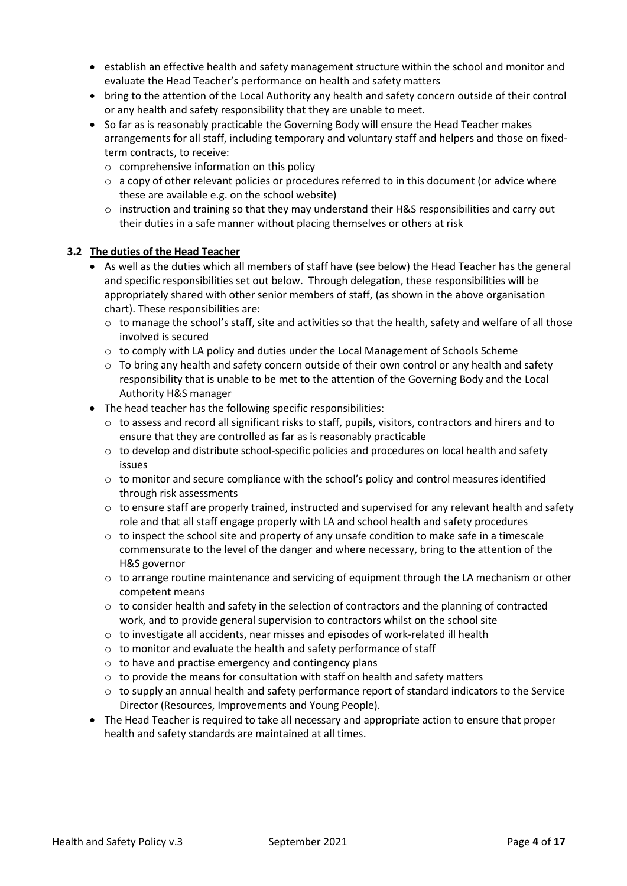- establish an effective health and safety management structure within the school and monitor and evaluate the Head Teacher's performance on health and safety matters
- bring to the attention of the Local Authority any health and safety concern outside of their control or any health and safety responsibility that they are unable to meet.
- So far as is reasonably practicable the Governing Body will ensure the Head Teacher makes arrangements for all staff, including temporary and voluntary staff and helpers and those on fixed-term contracts, to receive:
  - comprehensive information on this policy
  - a copy of other relevant policies or procedures referred to in this document (or advice where these are available e.g. on the school website)
  - instruction and training so that they may understand their H&S responsibilities and carry out their duties in a safe manner without placing themselves or others at risk

### 3.2 The duties of the Head Teacher

- As well as the duties which all members of staff have (see below) the Head Teacher has the general and specific responsibilities set out below. Through delegation, these responsibilities will be appropriately shared with other senior members of staff, (as shown in the above organisation chart). These responsibilities are:
  - to manage the school's staff, site and activities so that the health, safety and welfare of all those involved is secured
  - to comply with LA policy and duties under the Local Management of Schools Scheme
  - To bring any health and safety concern outside of their own control or any health and safety responsibility that is unable to be met to the attention of the Governing Body and the Local Authority H&S manager
- The head teacher has the following specific responsibilities:
  - to assess and record all significant risks to staff, pupils, visitors, contractors and hirers and to ensure that they are controlled as far as is reasonably practicable
  - to develop and distribute school-specific policies and procedures on local health and safety issues
  - to monitor and secure compliance with the school's policy and control measures identified through risk assessments
  - to ensure staff are properly trained, instructed and supervised for any relevant health and safety role and that all staff engage properly with LA and school health and safety procedures
  - to inspect the school site and property of any unsafe condition to make safe in a timescale commensurate to the level of the danger and where necessary, bring to the attention of the H&S governor
  - to arrange routine maintenance and servicing of equipment through the LA mechanism or other competent means
  - to consider health and safety in the selection of contractors and the planning of contracted work, and to provide general supervision to contractors whilst on the school site
  - to investigate all accidents, near misses and episodes of work-related ill health
  - to monitor and evaluate the health and safety performance of staff
  - to have and practise emergency and contingency plans
  - to provide the means for consultation with staff on health and safety matters
  - to supply an annual health and safety performance report of standard indicators to the Service Director (Resources, Improvements and Young People).
- The Head Teacher is required to take all necessary and appropriate action to ensure that proper health and safety standards are maintained at all times.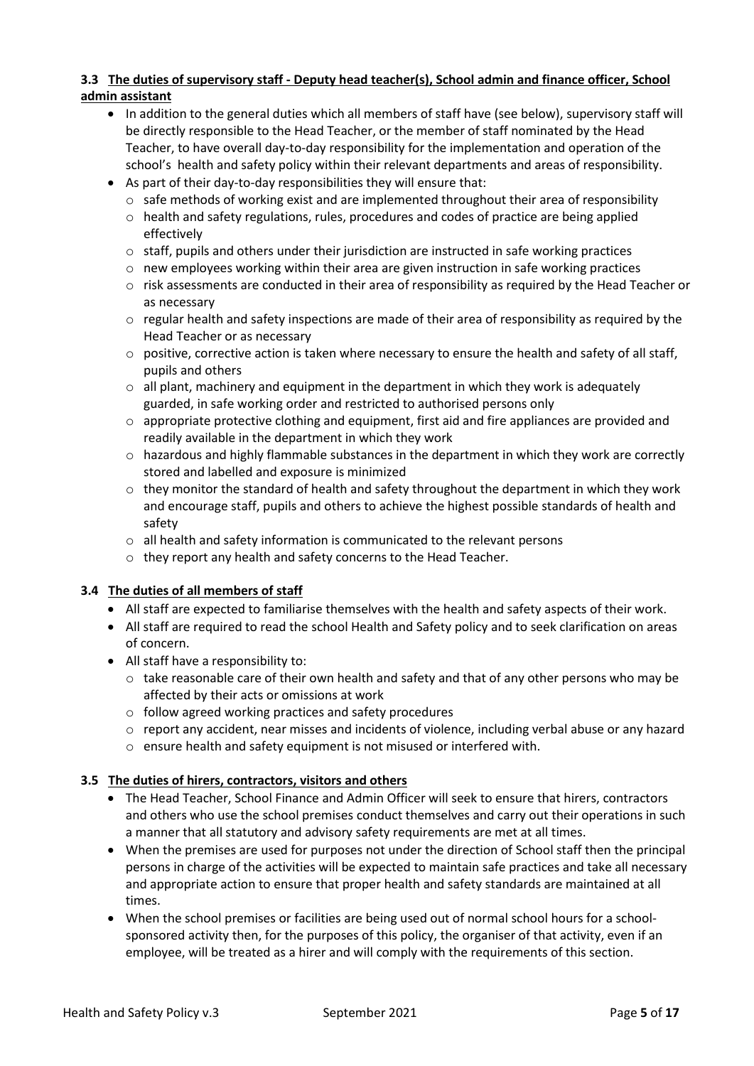### 3.3 The duties of supervisory staff - Deputy head teacher(s), School admin and finance officer, School admin assistant

- In addition to the general duties which all members of staff have (see below), supervisory staff will be directly responsible to the Head Teacher, or the member of staff nominated by the Head Teacher, to have overall day-to-day responsibility for the implementation and operation of the school's health and safety policy within their relevant departments and areas of responsibility.
- As part of their day-to-day responsibilities they will ensure that:
  - safe methods of working exist and are implemented throughout their area of responsibility
  - health and safety regulations, rules, procedures and codes of practice are being applied effectively
  - staff, pupils and others under their jurisdiction are instructed in safe working practices
  - new employees working within their area are given instruction in safe working practices
  - risk assessments are conducted in their area of responsibility as required by the Head Teacher or as necessary
  - regular health and safety inspections are made of their area of responsibility as required by the Head Teacher or as necessary
  - positive, corrective action is taken where necessary to ensure the health and safety of all staff, pupils and others
  - all plant, machinery and equipment in the department in which they work is adequately guarded, in safe working order and restricted to authorised persons only
  - appropriate protective clothing and equipment, first aid and fire appliances are provided and readily available in the department in which they work
  - hazardous and highly flammable substances in the department in which they work are correctly stored and labelled and exposure is minimized
  - they monitor the standard of health and safety throughout the department in which they work and encourage staff, pupils and others to achieve the highest possible standards of health and safety
  - all health and safety information is communicated to the relevant persons
  - they report any health and safety concerns to the Head Teacher.

### 3.4 The duties of all members of staff

- All staff are expected to familiarise themselves with the health and safety aspects of their work.
- All staff are required to read the school Health and Safety policy and to seek clarification on areas of concern.
- All staff have a responsibility to:
  - take reasonable care of their own health and safety and that of any other persons who may be affected by their acts or omissions at work
  - follow agreed working practices and safety procedures
  - report any accident, near misses and incidents of violence, including verbal abuse or any hazard
  - ensure health and safety equipment is not misused or interfered with.

### 3.5 The duties of hirers, contractors, visitors and others

- The Head Teacher, School Finance and Admin Officer will seek to ensure that hirers, contractors and others who use the school premises conduct themselves and carry out their operations in such a manner that all statutory and advisory safety requirements are met at all times.
- When the premises are used for purposes not under the direction of School staff then the principal persons in charge of the activities will be expected to maintain safe practices and take all necessary and appropriate action to ensure that proper health and safety standards are maintained at all times.
- When the school premises or facilities are being used out of normal school hours for a school-sponsored activity then, for the purposes of this policy, the organiser of that activity, even if an employee, will be treated as a hirer and will comply with the requirements of this section.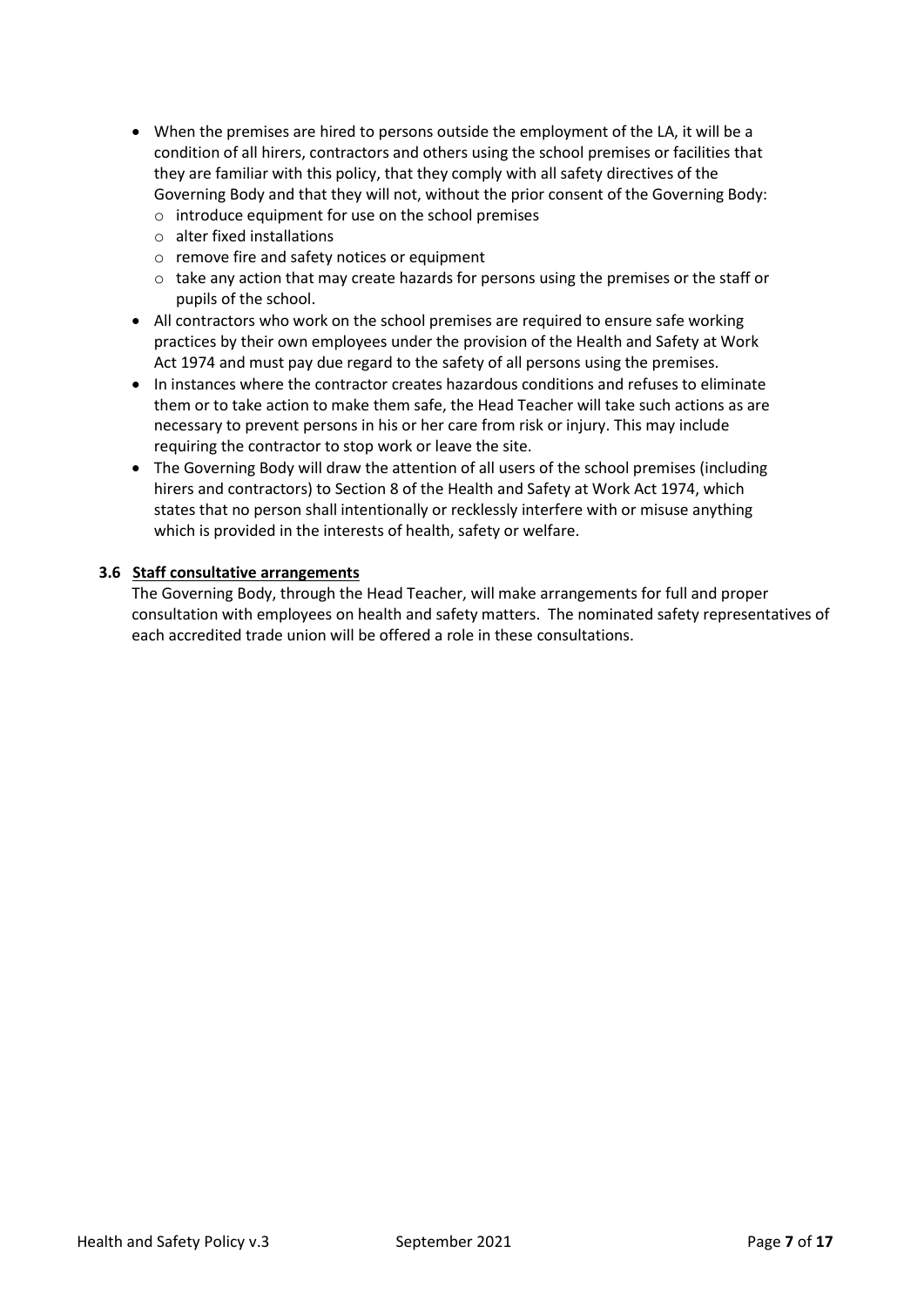- When the premises are hired to persons outside the employment of the LA, it will be a condition of all hirers, contractors and others using the school premises or facilities that they are familiar with this policy, that they comply with all safety directives of the Governing Body and that they will not, without the prior consent of the Governing Body:
  - introduce equipment for use on the school premises
  - alter fixed installations
  - remove fire and safety notices or equipment
  - take any action that may create hazards for persons using the premises or the staff or pupils of the school.
- All contractors who work on the school premises are required to ensure safe working practices by their own employees under the provision of the Health and Safety at Work Act 1974 and must pay due regard to the safety of all persons using the premises.
- In instances where the contractor creates hazardous conditions and refuses to eliminate them or to take action to make them safe, the Head Teacher will take such actions as are necessary to prevent persons in his or her care from risk or injury. This may include requiring the contractor to stop work or leave the site.
- The Governing Body will draw the attention of all users of the school premises (including hirers and contractors) to Section 8 of the Health and Safety at Work Act 1974, which states that no person shall intentionally or recklessly interfere with or misuse anything which is provided in the interests of health, safety or welfare.

### 3.6 Staff consultative arrangements

The Governing Body, through the Head Teacher, will make arrangements for full and proper consultation with employees on health and safety matters. The nominated safety representatives of each accredited trade union will be offered a role in these consultations.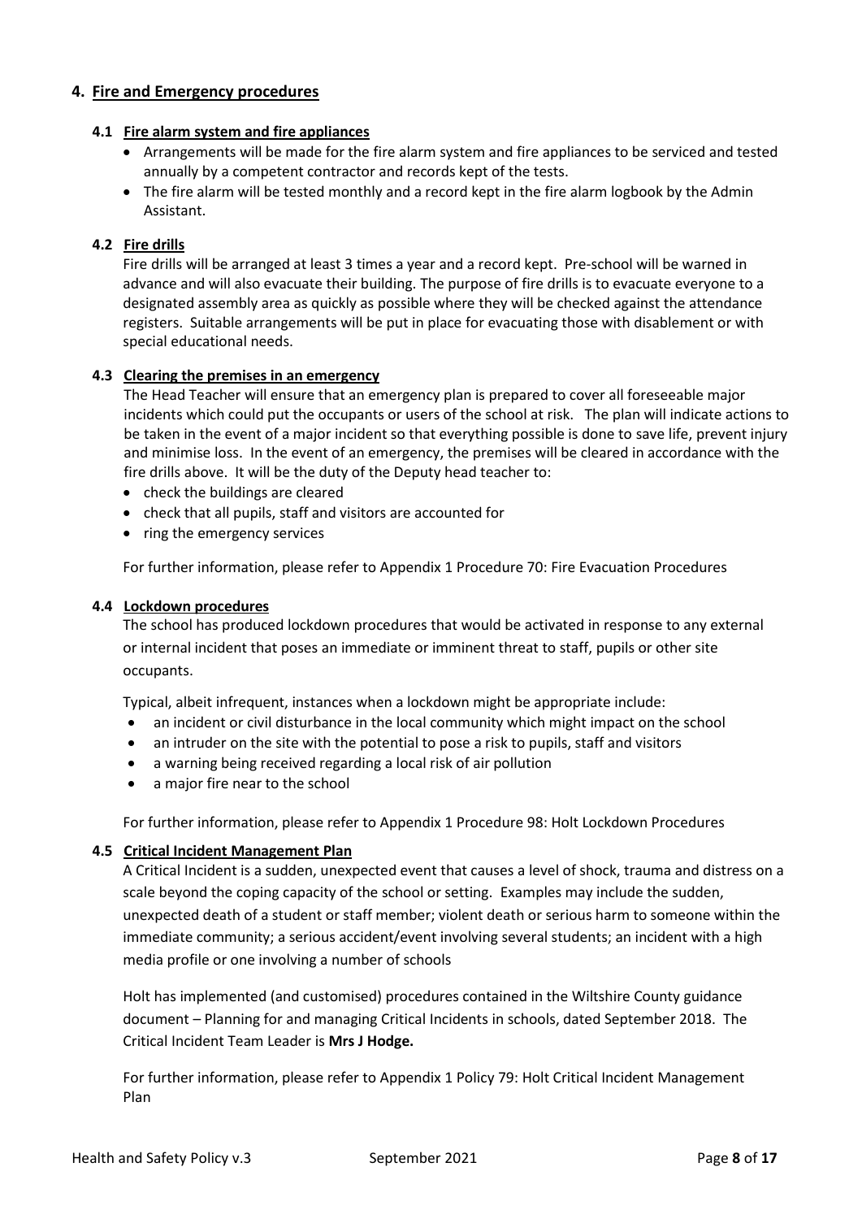## 4. Fire and Emergency procedures

### 4.1 Fire alarm system and fire appliances

- Arrangements will be made for the fire alarm system and fire appliances to be serviced and tested annually by a competent contractor and records kept of the tests.
- The fire alarm will be tested monthly and a record kept in the fire alarm logbook by the Admin Assistant.

### 4.2 Fire drills

Fire drills will be arranged at least 3 times a year and a record kept. Pre-school will be warned in advance and will also evacuate their building. The purpose of fire drills is to evacuate everyone to a designated assembly area as quickly as possible where they will be checked against the attendance registers. Suitable arrangements will be put in place for evacuating those with disablement or with special educational needs.

### 4.3 Clearing the premises in an emergency

The Head Teacher will ensure that an emergency plan is prepared to cover all foreseeable major incidents which could put the occupants or users of the school at risk. The plan will indicate actions to be taken in the event of a major incident so that everything possible is done to save life, prevent injury and minimise loss. In the event of an emergency, the premises will be cleared in accordance with the fire drills above. It will be the duty of the Deputy head teacher to:

- check the buildings are cleared
- check that all pupils, staff and visitors are accounted for
- ring the emergency services

For further information, please refer to Appendix 1 Procedure 70: Fire Evacuation Procedures

### 4.4 Lockdown procedures

The school has produced lockdown procedures that would be activated in response to any external or internal incident that poses an immediate or imminent threat to staff, pupils or other site occupants.

Typical, albeit infrequent, instances when a lockdown might be appropriate include:

- an incident or civil disturbance in the local community which might impact on the school
- an intruder on the site with the potential to pose a risk to pupils, staff and visitors
- a warning being received regarding a local risk of air pollution
- a major fire near to the school

For further information, please refer to Appendix 1 Procedure 98: Holt Lockdown Procedures

### 4.5 Critical Incident Management Plan

A Critical Incident is a sudden, unexpected event that causes a level of shock, trauma and distress on a scale beyond the coping capacity of the school or setting. Examples may include the sudden, unexpected death of a student or staff member; violent death or serious harm to someone within the immediate community; a serious accident/event involving several students; an incident with a high media profile or one involving a number of schools

Holt has implemented (and customised) procedures contained in the Wiltshire County guidance document – Planning for and managing Critical Incidents in schools, dated September 2018. The Critical Incident Team Leader is **Mrs J Hodge.**

For further information, please refer to Appendix 1 Policy 79: Holt Critical Incident Management Plan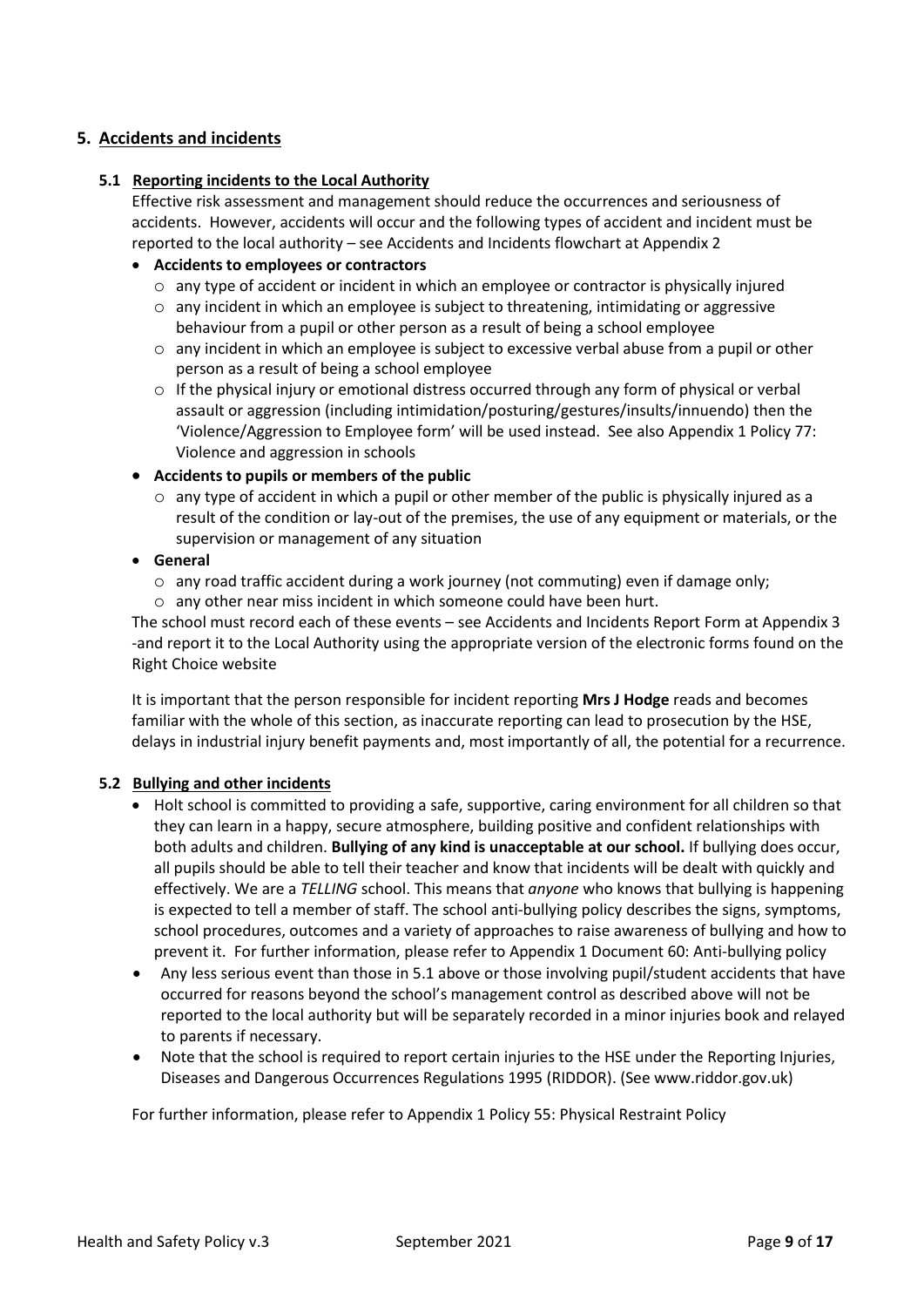## 5. Accidents and incidents

### 5.1 Reporting incidents to the Local Authority

Effective risk assessment and management should reduce the occurrences and seriousness of accidents. However, accidents will occur and the following types of accident and incident must be reported to the local authority – see Accidents and Incidents flowchart at Appendix 2

- **Accidents to employees or contractors**
  - any type of accident or incident in which an employee or contractor is physically injured
  - any incident in which an employee is subject to threatening, intimidating or aggressive behaviour from a pupil or other person as a result of being a school employee
  - any incident in which an employee is subject to excessive verbal abuse from a pupil or other person as a result of being a school employee
  - If the physical injury or emotional distress occurred through any form of physical or verbal assault or aggression (including intimidation/posturing/gestures/insults/innuendo) then the 'Violence/Aggression to Employee form' will be used instead. See also Appendix 1 Policy 77: Violence and aggression in schools
- **Accidents to pupils or members of the public**
  - any type of accident in which a pupil or other member of the public is physically injured as a result of the condition or lay-out of the premises, the use of any equipment or materials, or the supervision or management of any situation
- **General**
  - any road traffic accident during a work journey (not commuting) even if damage only;
  - any other near miss incident in which someone could have been hurt.

The school must record each of these events – see Accidents and Incidents Report Form at Appendix 3 -and report it to the Local Authority using the appropriate version of the electronic forms found on the Right Choice website

It is important that the person responsible for incident reporting **Mrs J Hodge** reads and becomes familiar with the whole of this section, as inaccurate reporting can lead to prosecution by the HSE, delays in industrial injury benefit payments and, most importantly of all, the potential for a recurrence.

### 5.2 Bullying and other incidents

- Holt school is committed to providing a safe, supportive, caring environment for all children so that they can learn in a happy, secure atmosphere, building positive and confident relationships with both adults and children. **Bullying of any kind is unacceptable at our school.** If bullying does occur, all pupils should be able to tell their teacher and know that incidents will be dealt with quickly and effectively. We are a *TELLING* school. This means that *anyone* who knows that bullying is happening is expected to tell a member of staff. The school anti-bullying policy describes the signs, symptoms, school procedures, outcomes and a variety of approaches to raise awareness of bullying and how to prevent it. For further information, please refer to Appendix 1 Document 60: Anti-bullying policy
- Any less serious event than those in 5.1 above or those involving pupil/student accidents that have occurred for reasons beyond the school's management control as described above will not be reported to the local authority but will be separately recorded in a minor injuries book and relayed to parents if necessary.
- Note that the school is required to report certain injuries to the HSE under the Reporting Injuries, Diseases and Dangerous Occurrences Regulations 1995 (RIDDOR). (See www.riddor.gov.uk)

For further information, please refer to Appendix 1 Policy 55: Physical Restraint Policy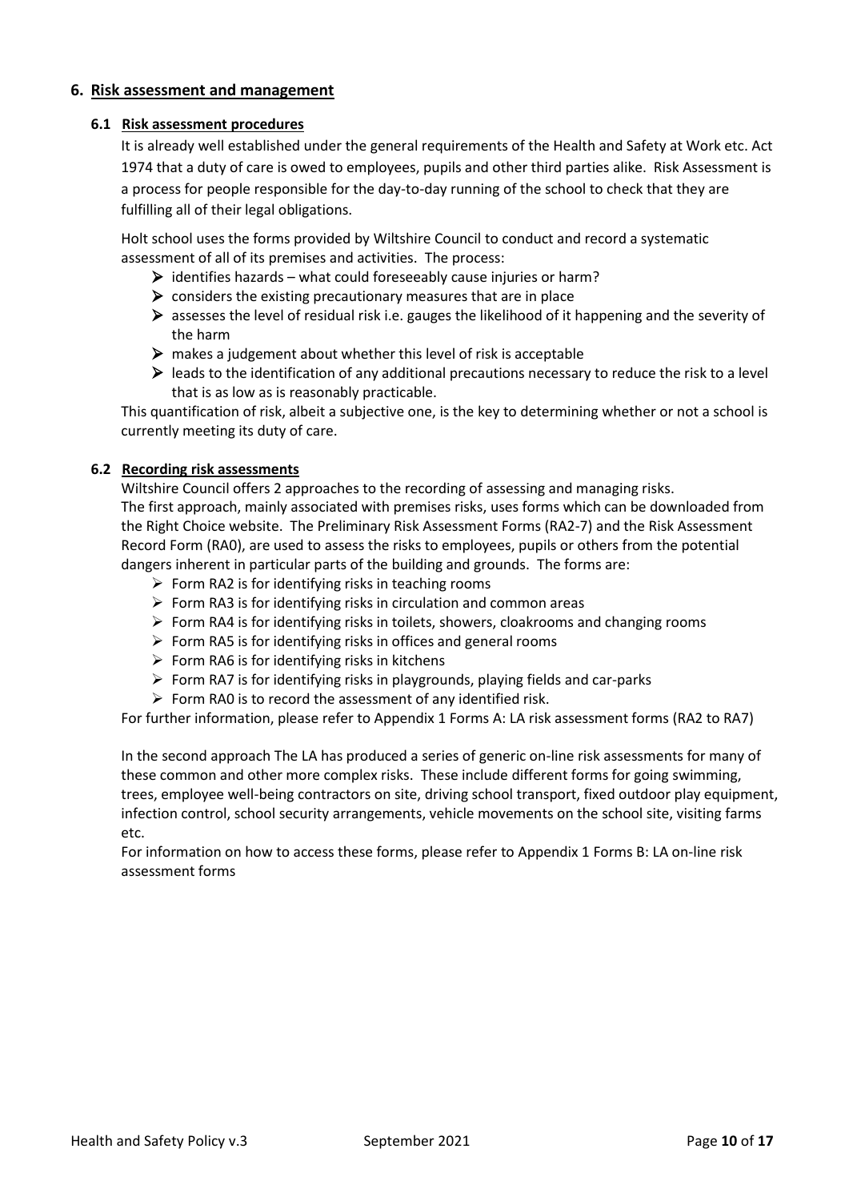## 6. Risk assessment and management

### 6.1 Risk assessment procedures

It is already well established under the general requirements of the Health and Safety at Work etc. Act 1974 that a duty of care is owed to employees, pupils and other third parties alike. Risk Assessment is a process for people responsible for the day-to-day running of the school to check that they are fulfilling all of their legal obligations.

Holt school uses the forms provided by Wiltshire Council to conduct and record a systematic assessment of all of its premises and activities. The process:

- identifies hazards – what could foreseeably cause injuries or harm?
- considers the existing precautionary measures that are in place
- assesses the level of residual risk i.e. gauges the likelihood of it happening and the severity of the harm
- makes a judgement about whether this level of risk is acceptable
- leads to the identification of any additional precautions necessary to reduce the risk to a level that is as low as is reasonably practicable.

This quantification of risk, albeit a subjective one, is the key to determining whether or not a school is currently meeting its duty of care.

### 6.2 Recording risk assessments

Wiltshire Council offers 2 approaches to the recording of assessing and managing risks.
The first approach, mainly associated with premises risks, uses forms which can be downloaded from the Right Choice website. The Preliminary Risk Assessment Forms (RA2-7) and the Risk Assessment Record Form (RA0), are used to assess the risks to employees, pupils or others from the potential dangers inherent in particular parts of the building and grounds. The forms are:

- Form RA2 is for identifying risks in teaching rooms
- Form RA3 is for identifying risks in circulation and common areas
- Form RA4 is for identifying risks in toilets, showers, cloakrooms and changing rooms
- Form RA5 is for identifying risks in offices and general rooms
- Form RA6 is for identifying risks in kitchens
- Form RA7 is for identifying risks in playgrounds, playing fields and car-parks
- Form RA0 is to record the assessment of any identified risk.

For further information, please refer to Appendix 1 Forms A: LA risk assessment forms (RA2 to RA7)

In the second approach The LA has produced a series of generic on-line risk assessments for many of these common and other more complex risks. These include different forms for going swimming, trees, employee well-being contractors on site, driving school transport, fixed outdoor play equipment, infection control, school security arrangements, vehicle movements on the school site, visiting farms etc.

For information on how to access these forms, please refer to Appendix 1 Forms B: LA on-line risk assessment forms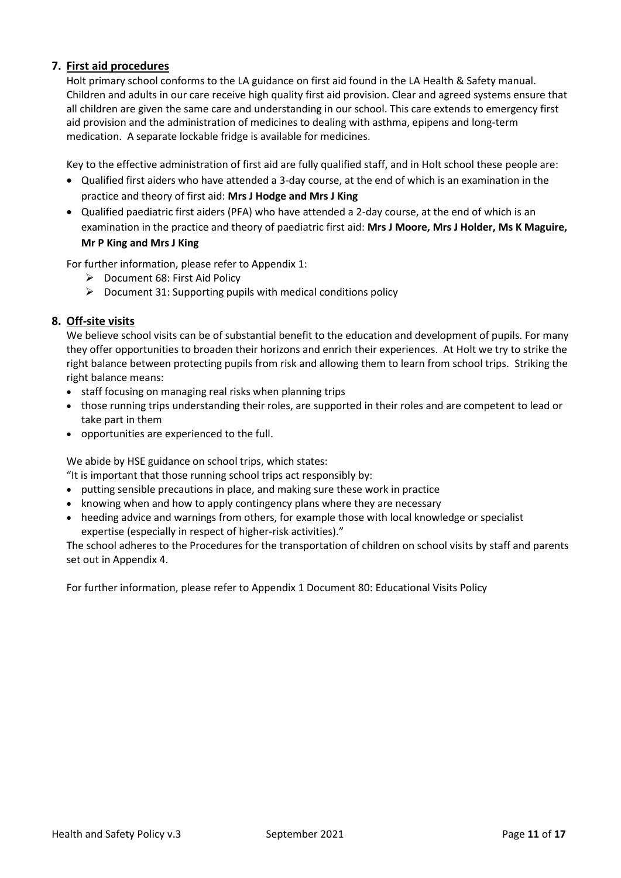## 7. First aid procedures

Holt primary school conforms to the LA guidance on first aid found in the LA Health & Safety manual. Children and adults in our care receive high quality first aid provision. Clear and agreed systems ensure that all children are given the same care and understanding in our school. This care extends to emergency first aid provision and the administration of medicines to dealing with asthma, epipens and long-term medication. A separate lockable fridge is available for medicines.

Key to the effective administration of first aid are fully qualified staff, and in Holt school these people are:

- Qualified first aiders who have attended a 3-day course, at the end of which is an examination in the practice and theory of first aid: **Mrs J Hodge and Mrs J King**
- Qualified paediatric first aiders (PFA) who have attended a 2-day course, at the end of which is an examination in the practice and theory of paediatric first aid: **Mrs J Moore, Mrs J Holder, Ms K Maguire, Mr P King and Mrs J King**

For further information, please refer to Appendix 1:

- Document 68: First Aid Policy
- Document 31: Supporting pupils with medical conditions policy

## 8. Off-site visits

We believe school visits can be of substantial benefit to the education and development of pupils. For many they offer opportunities to broaden their horizons and enrich their experiences. At Holt we try to strike the right balance between protecting pupils from risk and allowing them to learn from school trips. Striking the right balance means:

- staff focusing on managing real risks when planning trips
- those running trips understanding their roles, are supported in their roles and are competent to lead or take part in them
- opportunities are experienced to the full.

We abide by HSE guidance on school trips, which states:

"It is important that those running school trips act responsibly by:

- putting sensible precautions in place, and making sure these work in practice
- knowing when and how to apply contingency plans where they are necessary
- heeding advice and warnings from others, for example those with local knowledge or specialist expertise (especially in respect of higher-risk activities)."

The school adheres to the Procedures for the transportation of children on school visits by staff and parents set out in Appendix 4.

For further information, please refer to Appendix 1 Document 80: Educational Visits Policy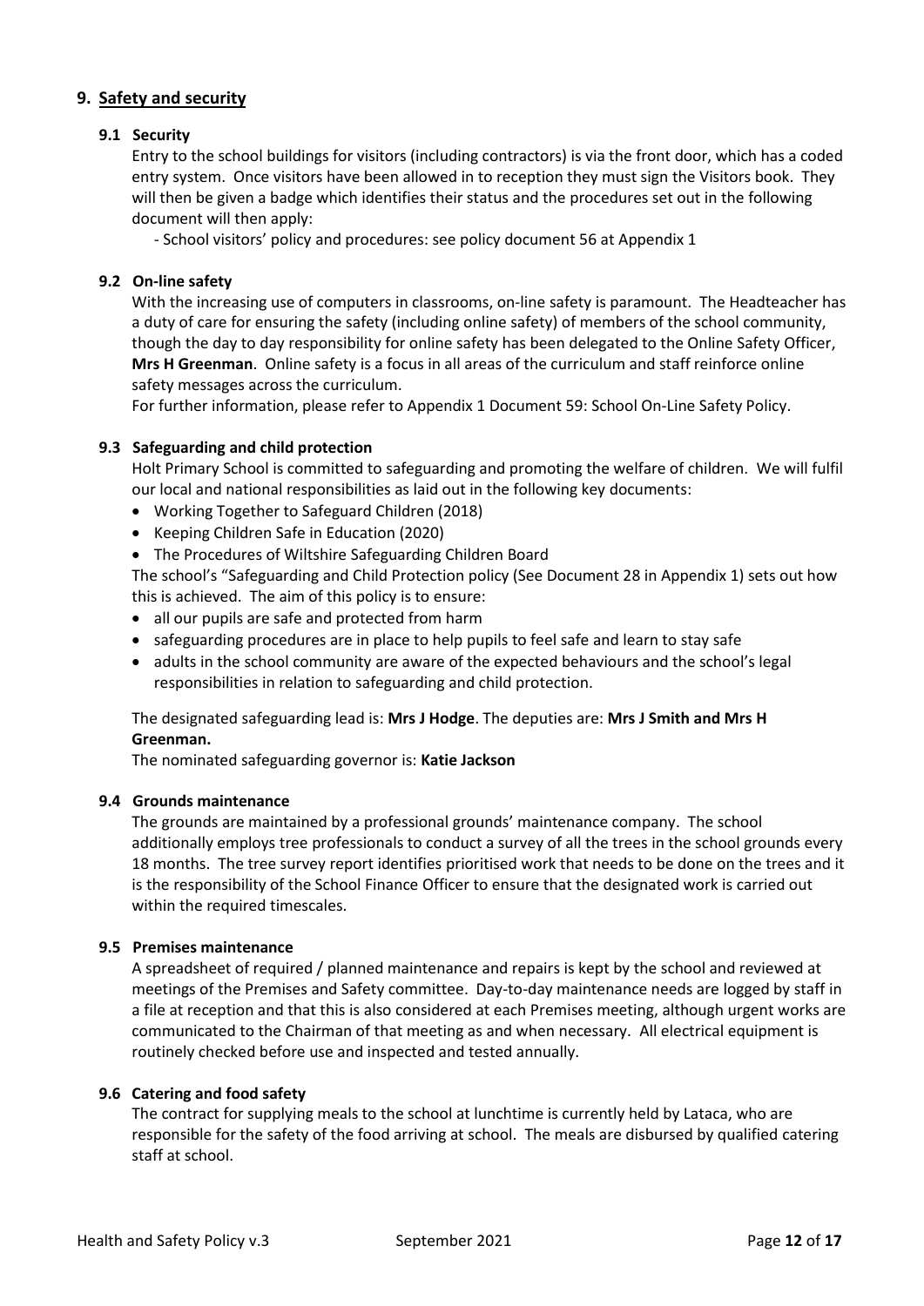## 9. Safety and security

### 9.1 Security

Entry to the school buildings for visitors (including contractors) is via the front door, which has a coded entry system. Once visitors have been allowed in to reception they must sign the Visitors book. They will then be given a badge which identifies their status and the procedures set out in the following document will then apply:

- School visitors' policy and procedures: see policy document 56 at Appendix 1

### 9.2 On-line safety

With the increasing use of computers in classrooms, on-line safety is paramount. The Headteacher has a duty of care for ensuring the safety (including online safety) of members of the school community, though the day to day responsibility for online safety has been delegated to the Online Safety Officer, **Mrs H Greenman**. Online safety is a focus in all areas of the curriculum and staff reinforce online safety messages across the curriculum.

For further information, please refer to Appendix 1 Document 59: School On-Line Safety Policy.

### 9.3 Safeguarding and child protection

Holt Primary School is committed to safeguarding and promoting the welfare of children. We will fulfil our local and national responsibilities as laid out in the following key documents:

- Working Together to Safeguard Children (2018)
- Keeping Children Safe in Education (2020)
- The Procedures of Wiltshire Safeguarding Children Board

The school's "Safeguarding and Child Protection policy (See Document 28 in Appendix 1) sets out how this is achieved. The aim of this policy is to ensure:

- all our pupils are safe and protected from harm
- safeguarding procedures are in place to help pupils to feel safe and learn to stay safe
- adults in the school community are aware of the expected behaviours and the school's legal responsibilities in relation to safeguarding and child protection.

The designated safeguarding lead is: **Mrs J Hodge**. The deputies are: **Mrs J Smith and Mrs H Greenman.**

The nominated safeguarding governor is: **Katie Jackson**

### 9.4 Grounds maintenance

The grounds are maintained by a professional grounds' maintenance company. The school additionally employs tree professionals to conduct a survey of all the trees in the school grounds every 18 months. The tree survey report identifies prioritised work that needs to be done on the trees and it is the responsibility of the School Finance Officer to ensure that the designated work is carried out within the required timescales.

### 9.5 Premises maintenance

A spreadsheet of required / planned maintenance and repairs is kept by the school and reviewed at meetings of the Premises and Safety committee. Day-to-day maintenance needs are logged by staff in a file at reception and that this is also considered at each Premises meeting, although urgent works are communicated to the Chairman of that meeting as and when necessary. All electrical equipment is routinely checked before use and inspected and tested annually.

### 9.6 Catering and food safety

The contract for supplying meals to the school at lunchtime is currently held by Lataca, who are responsible for the safety of the food arriving at school. The meals are disbursed by qualified catering staff at school.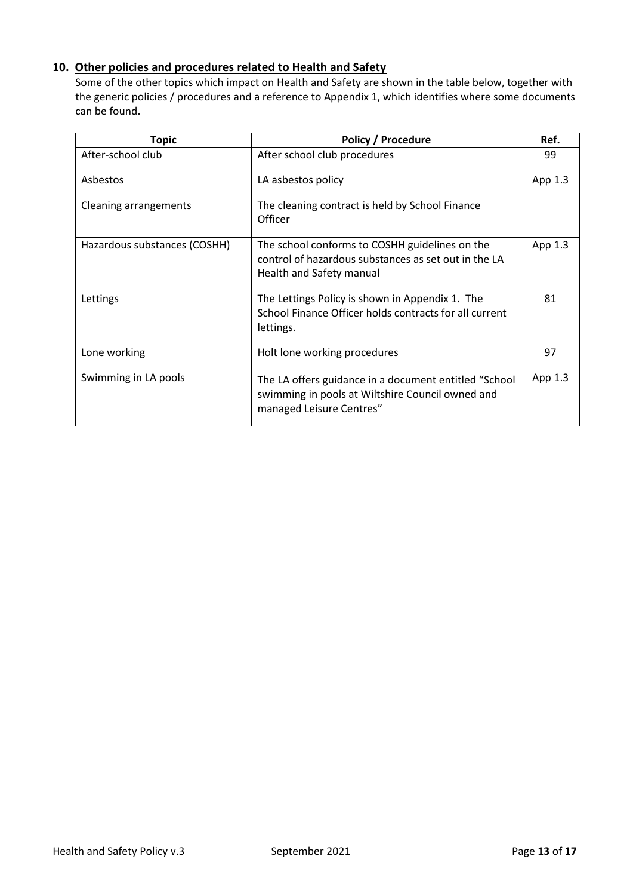## 10. Other policies and procedures related to Health and Safety

Some of the other topics which impact on Health and Safety are shown in the table below, together with the generic policies / procedures and a reference to Appendix 1, which identifies where some documents can be found.

| Topic | Policy / Procedure | Ref. |
|---|---|---|
| After-school club | After school club procedures | 99 |
| Asbestos | LA asbestos policy | App 1.3 |
| Cleaning arrangements | The cleaning contract is held by School Finance Officer | |
| Hazardous substances (COSHH) | The school conforms to COSHH guidelines on the control of hazardous substances as set out in the LA Health and Safety manual | App 1.3 |
| Lettings | The Lettings Policy is shown in Appendix 1. The School Finance Officer holds contracts for all current lettings. | 81 |
| Lone working | Holt lone working procedures | 97 |
| Swimming in LA pools | The LA offers guidance in a document entitled "School swimming in pools at Wiltshire Council owned and managed Leisure Centres" | App 1.3 |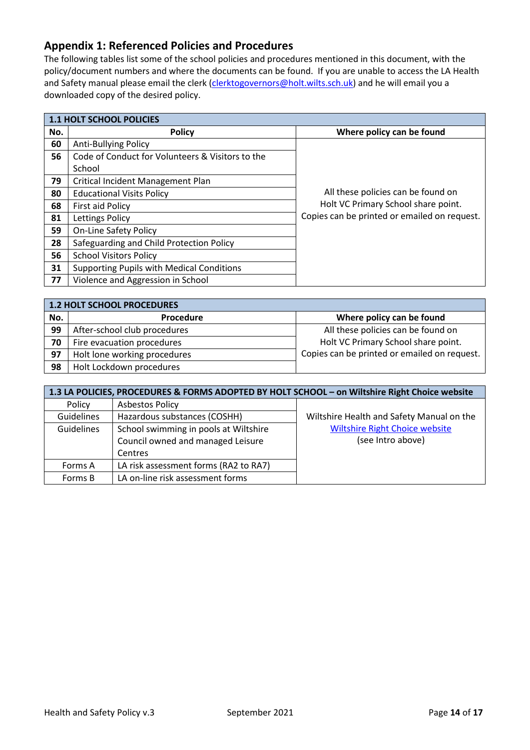## Appendix 1: Referenced Policies and Procedures

The following tables list some of the school policies and procedures mentioned in this document, with the policy/document numbers and where the documents can be found. If you are unable to access the LA Health and Safety manual please email the clerk (clerktogovernors@holt.wilts.sch.uk) and he will email you a downloaded copy of the desired policy.

| **1.1 HOLT SCHOOL POLICIES** | | |
|---|---|---|
| **No.** | **Policy** | **Where policy can be found** |
| **60** | Anti-Bullying Policy | All these policies can be found on Holt VC Primary School share point. Copies can be printed or emailed on request. |
| **56** | Code of Conduct for Volunteers & Visitors to the School | |
| **79** | Critical Incident Management Plan | |
| **80** | Educational Visits Policy | |
| **68** | First aid Policy | |
| **81** | Lettings Policy | |
| **59** | On-Line Safety Policy | |
| **28** | Safeguarding and Child Protection Policy | |
| **56** | School Visitors Policy | |
| **31** | Supporting Pupils with Medical Conditions | |
| **77** | Violence and Aggression in School | |

| **1.2 HOLT SCHOOL PROCEDURES** | | |
|---|---|---|
| **No.** | **Procedure** | **Where policy can be found** |
| **99** | After-school club procedures | All these policies can be found on Holt VC Primary School share point. Copies can be printed or emailed on request. |
| **70** | Fire evacuation procedures | |
| **97** | Holt lone working procedures | |
| **98** | Holt Lockdown procedures | |

| **1.3 LA POLICIES, PROCEDURES & FORMS ADOPTED BY HOLT SCHOOL – on Wiltshire Right Choice website** | | |
|---|---|---|
| Policy | Asbestos Policy | Wiltshire Health and Safety Manual on the Wiltshire Right Choice website (see Intro above) |
| Guidelines | Hazardous substances (COSHH) | |
| Guidelines | School swimming in pools at Wiltshire Council owned and managed Leisure Centres | |
| Forms A | LA risk assessment forms (RA2 to RA7) | |
| Forms B | LA on-line risk assessment forms | |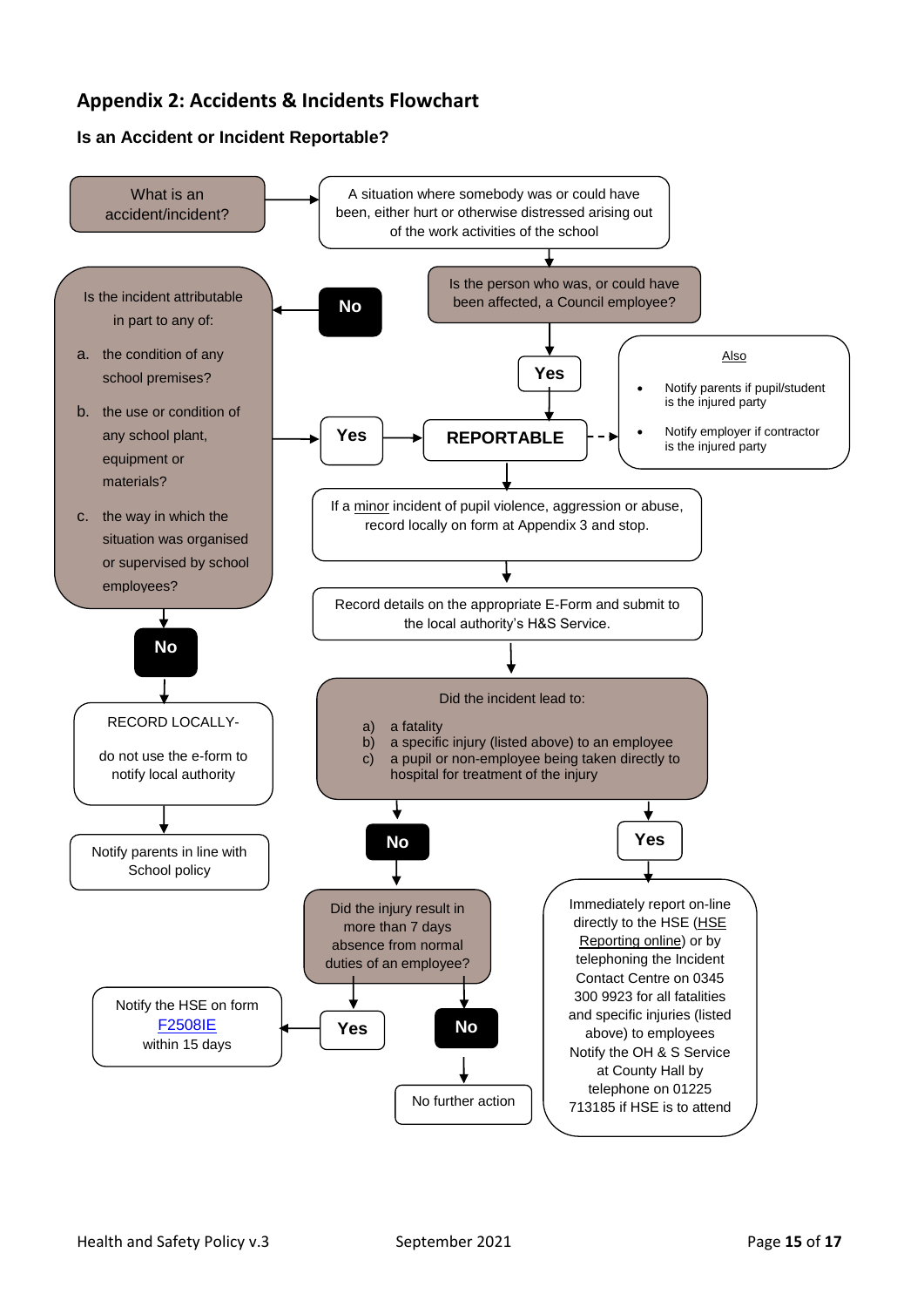## Appendix 2: Accidents & Incidents Flowchart

### Is an Accident or Incident Reportable?

**What is an accident/incident?** → A situation where somebody was or could have been, either hurt or otherwise distressed arising out of the work activities of the school

↓

**Is the person who was, or could have been affected, a Council employee?**

- **Yes** → **REPORTABLE**
- **No** → Is the incident attributable in part to any of:
  - a. the condition of any school premises?
  - b. the use or condition of any school plant, equipment or materials?
  - c. the way in which the situation was organised or supervised by school employees?

  - **Yes** → **REPORTABLE**
  - **No** → RECORD LOCALLY- do not use the e-form to notify local authority
    ↓
    Notify parents in line with School policy

**REPORTABLE**

Also

- Notify parents if pupil/student is the injured party
- Notify employer if contractor is the injured party

↓

If a minor incident of pupil violence, aggression or abuse, record locally on form at Appendix 3 and stop.

↓

Record details on the appropriate E-Form and submit to the local authority's H&S Service.

↓

**Did the incident lead to:**

a) a fatality
b) a specific injury (listed above) to an employee
c) a pupil or non-employee being taken directly to hospital for treatment of the injury

- **Yes** → Immediately report on-line directly to the HSE (HSE Reporting online) or by telephoning the Incident Contact Centre on 0345 300 9923 for all fatalities and specific injuries (listed above) to employees. Notify the OH & S Service at County Hall by telephone on 01225 713185 if HSE is to attend
- **No** → Did the injury result in more than 7 days absence from normal duties of an employee?
  - **Yes** → Notify the HSE on form F2508IE within 15 days
  - **No** → No further action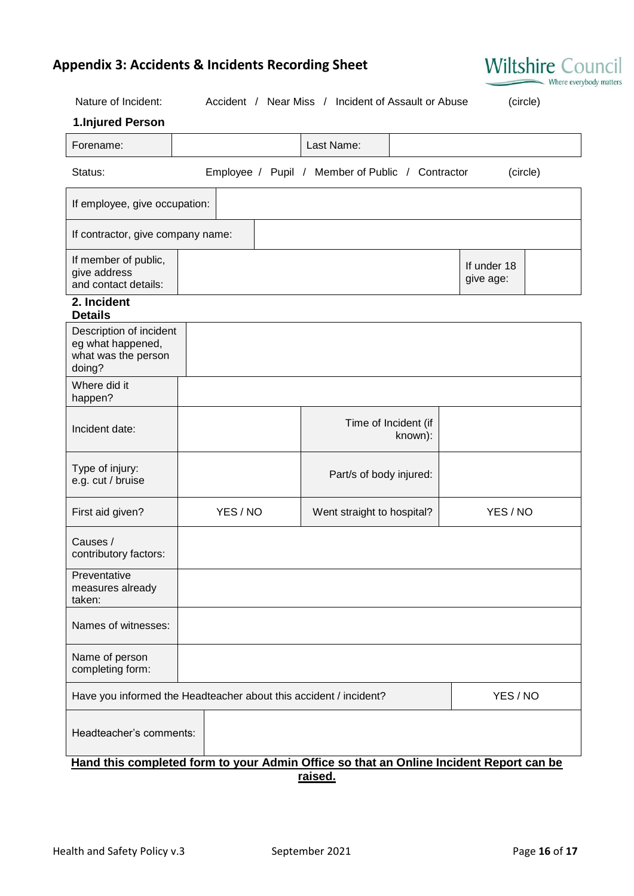## Appendix 3: Accidents & Incidents Recording Sheet

Wiltshire Council
Where everybody matters

Nature of Incident: Accident / Near Miss / Incident of Assault or Abuse (circle)

**1.Injured Person**

| Forename: | | Last Name: | |
|---|---|---|---|

Status: Employee / Pupil / Member of Public / Contractor (circle)

| If employee, give occupation: | | | |
|---|---|---|---|
| If contractor, give company name: | | | |
| If member of public, give address and contact details: | | If under 18 give age: | |

**2. Incident Details**

| Description of incident eg what happened, what was the person doing? | | | |
|---|---|---|---|
| Where did it happen? | | | |
| Incident date: | | Time of Incident (if known): | |
| Type of injury: e.g. cut / bruise | | Part/s of body injured: | |
| First aid given? | YES / NO | Went straight to hospital? | YES / NO |
| Causes / contributory factors: | | | |
| Preventative measures already taken: | | | |
| Names of witnesses: | | | |
| Name of person completing form: | | | |
| Have you informed the Headteacher about this accident / incident? | | | YES / NO |
| Headteacher's comments: | | | |

**Hand this completed form to your Admin Office so that an Online Incident Report can be raised.**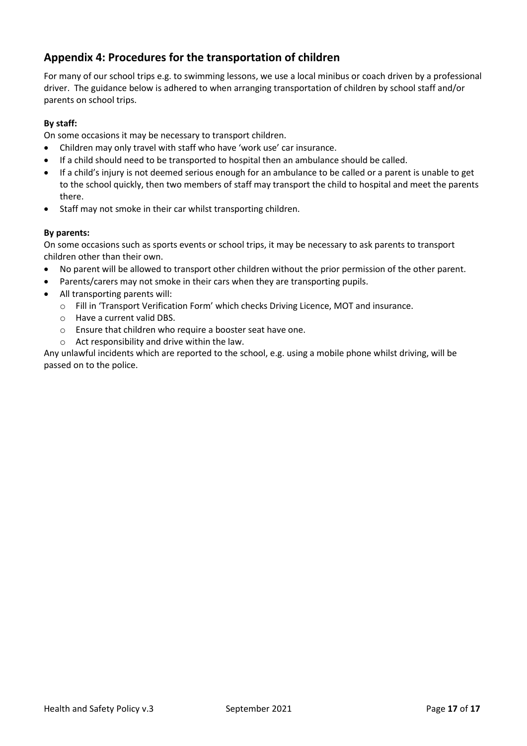## Appendix 4: Procedures for the transportation of children

For many of our school trips e.g. to swimming lessons, we use a local minibus or coach driven by a professional driver. The guidance below is adhered to when arranging transportation of children by school staff and/or parents on school trips.

**By staff:**

On some occasions it may be necessary to transport children.

- Children may only travel with staff who have 'work use' car insurance.
- If a child should need to be transported to hospital then an ambulance should be called.
- If a child's injury is not deemed serious enough for an ambulance to be called or a parent is unable to get to the school quickly, then two members of staff may transport the child to hospital and meet the parents there.
- Staff may not smoke in their car whilst transporting children.

**By parents:**

On some occasions such as sports events or school trips, it may be necessary to ask parents to transport children other than their own.

- No parent will be allowed to transport other children without the prior permission of the other parent.
- Parents/carers may not smoke in their cars when they are transporting pupils.
- All transporting parents will:
  - Fill in 'Transport Verification Form' which checks Driving Licence, MOT and insurance.
  - Have a current valid DBS.
  - Ensure that children who require a booster seat have one.
  - Act responsibility and drive within the law.

Any unlawful incidents which are reported to the school, e.g. using a mobile phone whilst driving, will be passed on to the police.